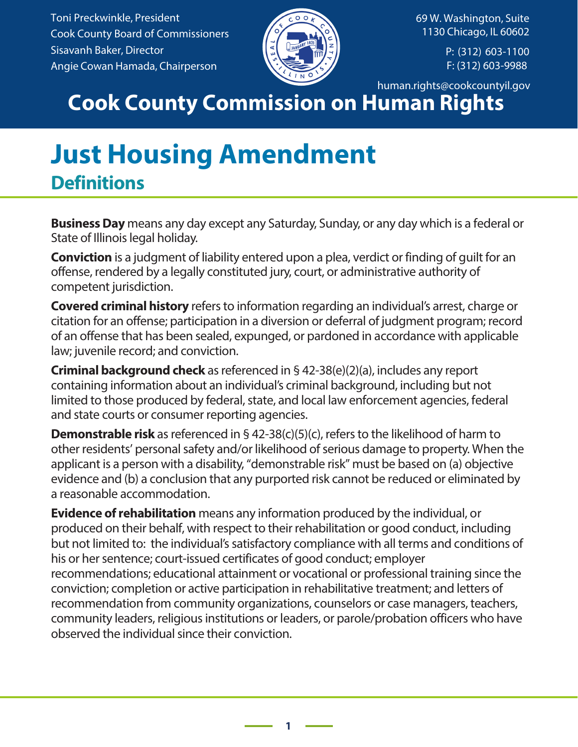Toni Preckwinkle, President
Cook County Board of Commissioners
Sisavanh Baker, Director
Angie Cowan Hamada, Chairperson

69 W. Washington, Suite 1130 Chicago, IL 60602

P: (312) 603-1100
F: (312) 603-9988

human.rights@cookcountyil.gov

# Cook County Commission on Human Rights

# Just Housing Amendment

## Definitions

**Business Day** means any day except any Saturday, Sunday, or any day which is a federal or State of Illinois legal holiday.

**Conviction** is a judgment of liability entered upon a plea, verdict or finding of guilt for an offense, rendered by a legally constituted jury, court, or administrative authority of competent jurisdiction.

**Covered criminal history** refers to information regarding an individual's arrest, charge or citation for an offense; participation in a diversion or deferral of judgment program; record of an offense that has been sealed, expunged, or pardoned in accordance with applicable law; juvenile record; and conviction.

**Criminal background check** as referenced in § 42-38(e)(2)(a), includes any report containing information about an individual's criminal background, including but not limited to those produced by federal, state, and local law enforcement agencies, federal and state courts or consumer reporting agencies.

**Demonstrable risk** as referenced in § 42-38(c)(5)(c), refers to the likelihood of harm to other residents' personal safety and/or likelihood of serious damage to property. When the applicant is a person with a disability, "demonstrable risk" must be based on (a) objective evidence and (b) a conclusion that any purported risk cannot be reduced or eliminated by a reasonable accommodation.

**Evidence of rehabilitation** means any information produced by the individual, or produced on their behalf, with respect to their rehabilitation or good conduct, including but not limited to: the individual's satisfactory compliance with all terms and conditions of his or her sentence; court-issued certificates of good conduct; employer recommendations; educational attainment or vocational or professional training since the conviction; completion or active participation in rehabilitative treatment; and letters of recommendation from community organizations, counselors or case managers, teachers, community leaders, religious institutions or leaders, or parole/probation officers who have observed the individual since their conviction.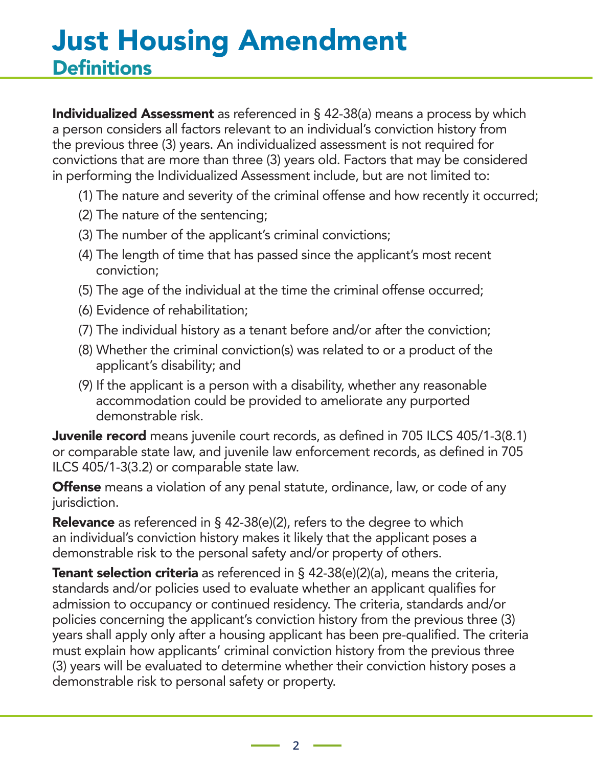# Just Housing Amendment

## Definitions

**Individualized Assessment** as referenced in § 42-38(a) means a process by which a person considers all factors relevant to an individual's conviction history from the previous three (3) years. An individualized assessment is not required for convictions that are more than three (3) years old. Factors that may be considered in performing the Individualized Assessment include, but are not limited to:

(1) The nature and severity of the criminal offense and how recently it occurred;

(2) The nature of the sentencing;

(3) The number of the applicant's criminal convictions;

(4) The length of time that has passed since the applicant's most recent conviction;

(5) The age of the individual at the time the criminal offense occurred;

(6) Evidence of rehabilitation;

(7) The individual history as a tenant before and/or after the conviction;

(8) Whether the criminal conviction(s) was related to or a product of the applicant's disability; and

(9) If the applicant is a person with a disability, whether any reasonable accommodation could be provided to ameliorate any purported demonstrable risk.

**Juvenile record** means juvenile court records, as defined in 705 ILCS 405/1-3(8.1) or comparable state law, and juvenile law enforcement records, as defined in 705 ILCS 405/1-3(3.2) or comparable state law.

**Offense** means a violation of any penal statute, ordinance, law, or code of any jurisdiction.

**Relevance** as referenced in § 42-38(e)(2), refers to the degree to which an individual's conviction history makes it likely that the applicant poses a demonstrable risk to the personal safety and/or property of others.

**Tenant selection criteria** as referenced in § 42-38(e)(2)(a), means the criteria, standards and/or policies used to evaluate whether an applicant qualifies for admission to occupancy or continued residency. The criteria, standards and/or policies concerning the applicant's conviction history from the previous three (3) years shall apply only after a housing applicant has been pre-qualified. The criteria must explain how applicants' criminal conviction history from the previous three (3) years will be evaluated to determine whether their conviction history poses a demonstrable risk to personal safety or property.